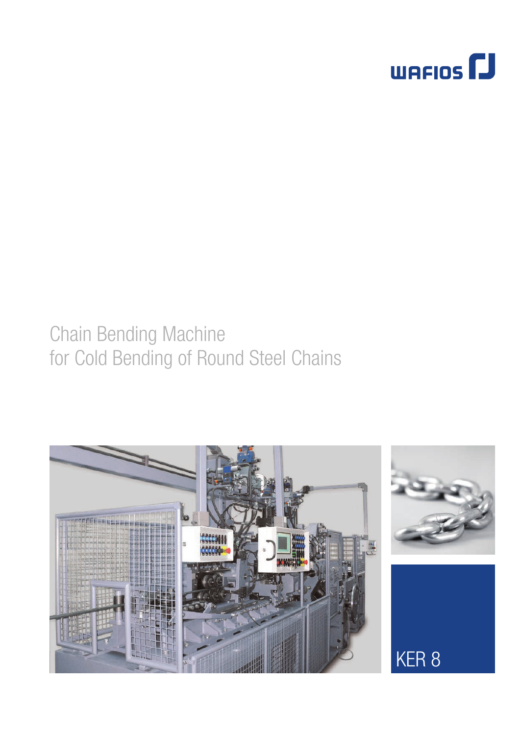WAFIOS

# Chain Bending Machine for Cold Bending of Round Steel Chains

KER 8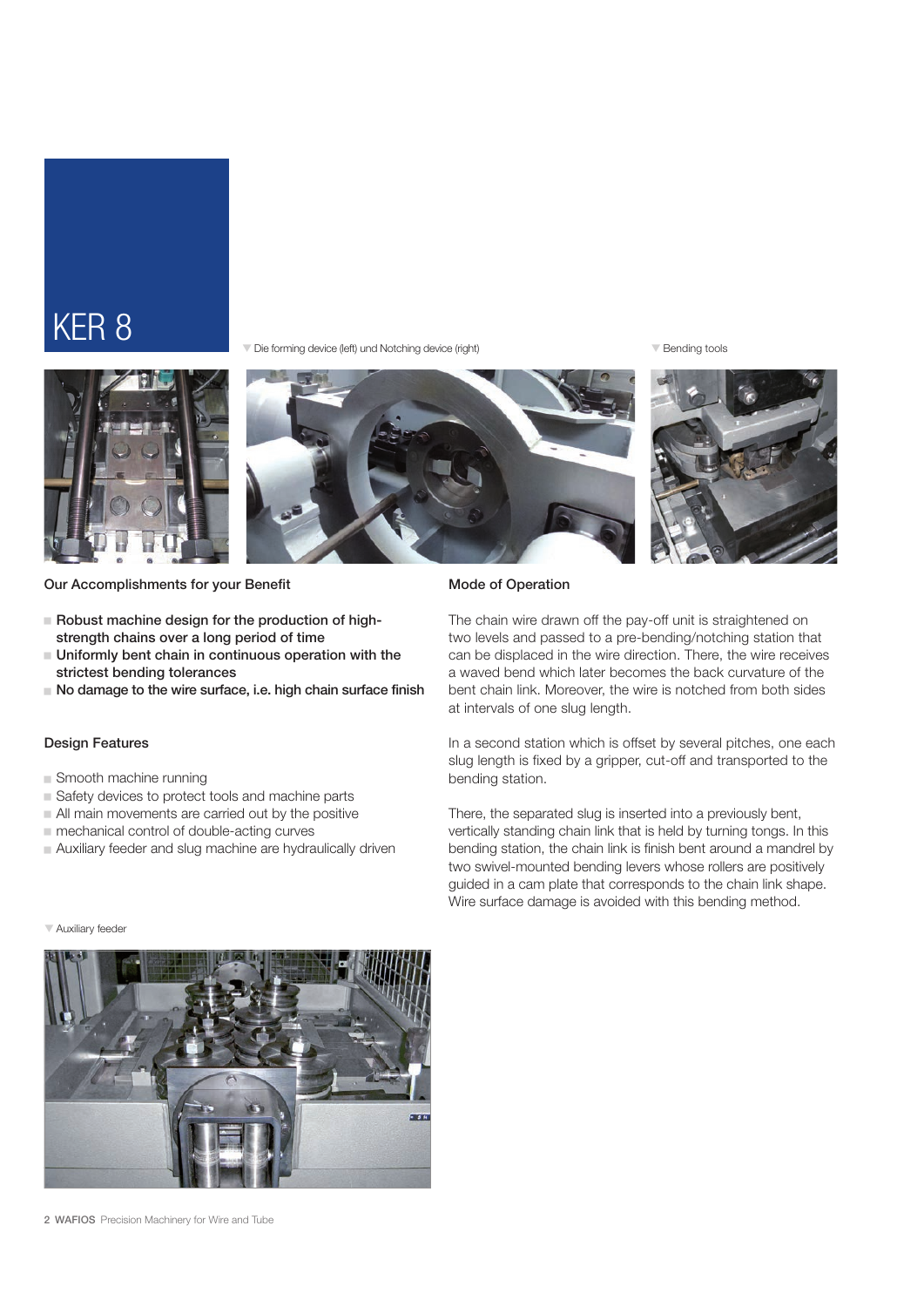# KER 8

Die forming device (left) und Notching device (right)

Bending tools

## Our Accomplishments for your Benefit

- **Robust machine design for the production of high-strength chains over a long period of time**
- **Uniformly bent chain in continuous operation with the strictest bending tolerances**
- **No damage to the wire surface, i.e. high chain surface finish**

## Design Features

- Smooth machine running
- Safety devices to protect tools and machine parts
- All main movements are carried out by the positive
- mechanical control of double-acting curves
- Auxiliary feeder and slug machine are hydraulically driven

Auxiliary feeder

## Mode of Operation

The chain wire drawn off the pay-off unit is straightened on two levels and passed to a pre-bending/notching station that can be displaced in the wire direction. There, the wire receives a waved bend which later becomes the back curvature of the bent chain link. Moreover, the wire is notched from both sides at intervals of one slug length.

In a second station which is offset by several pitches, one each slug length is fixed by a gripper, cut-off and transported to the bending station.

There, the separated slug is inserted into a previously bent, vertically standing chain link that is held by turning tongs. In this bending station, the chain link is finish bent around a mandrel by two swivel-mounted bending levers whose rollers are positively guided in a cam plate that corresponds to the chain link shape. Wire surface damage is avoided with this bending method.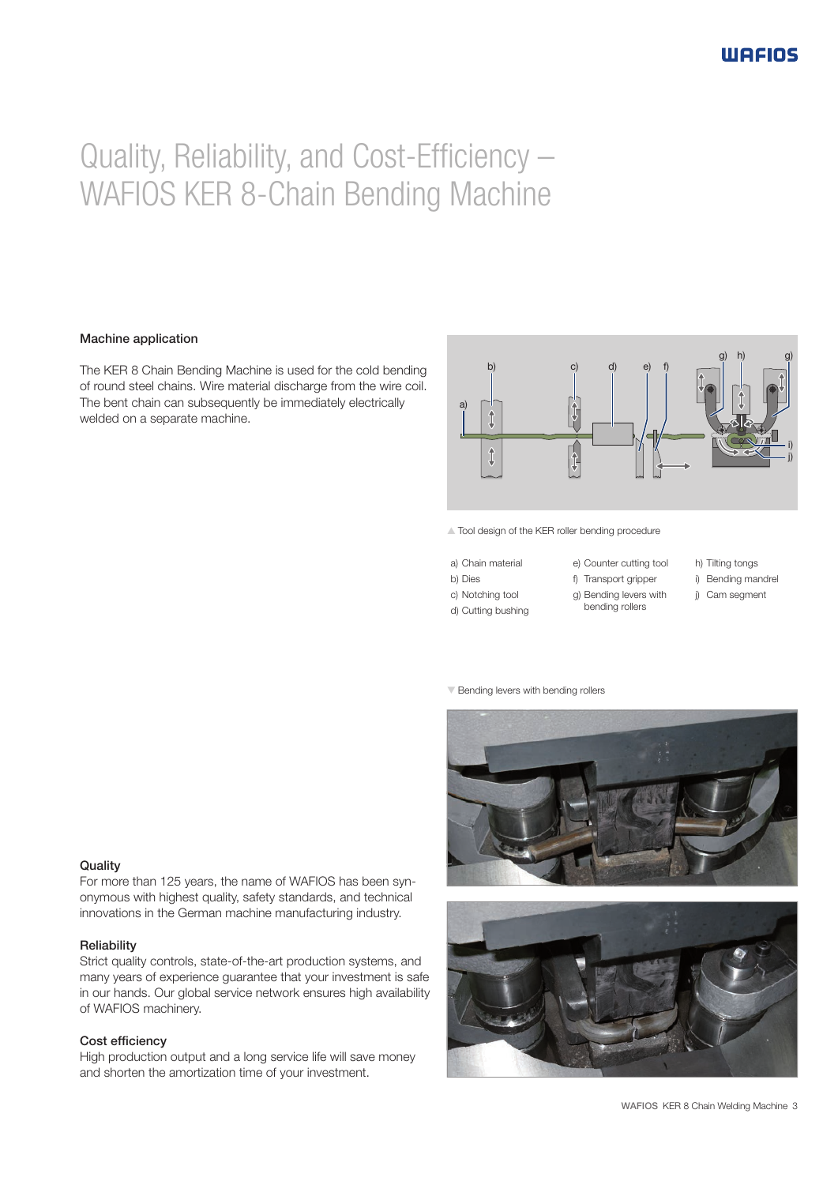# Quality, Reliability, and Cost-Efficiency – WAFIOS KER 8-Chain Bending Machine

### Machine application

The KER 8 Chain Bending Machine is used for the cold bending of round steel chains. Wire material discharge from the wire coil. The bent chain can subsequently be immediately electrically welded on a separate machine.

▲ Tool design of the KER roller bending procedure

a) Chain material
b) Dies
c) Notching tool
d) Cutting bushing
e) Counter cutting tool
f) Transport gripper
g) Bending levers with bending rollers
h) Tilting tongs
i) Bending mandrel
j) Cam segment

▼ Bending levers with bending rollers

### Quality

For more than 125 years, the name of WAFIOS has been synonymous with highest quality, safety standards, and technical innovations in the German machine manufacturing industry.

### Reliability

Strict quality controls, state-of-the-art production systems, and many years of experience guarantee that your investment is safe in our hands. Our global service network ensures high availability of WAFIOS machinery.

### Cost efficiency

High production output and a long service life will save money and shorten the amortization time of your investment.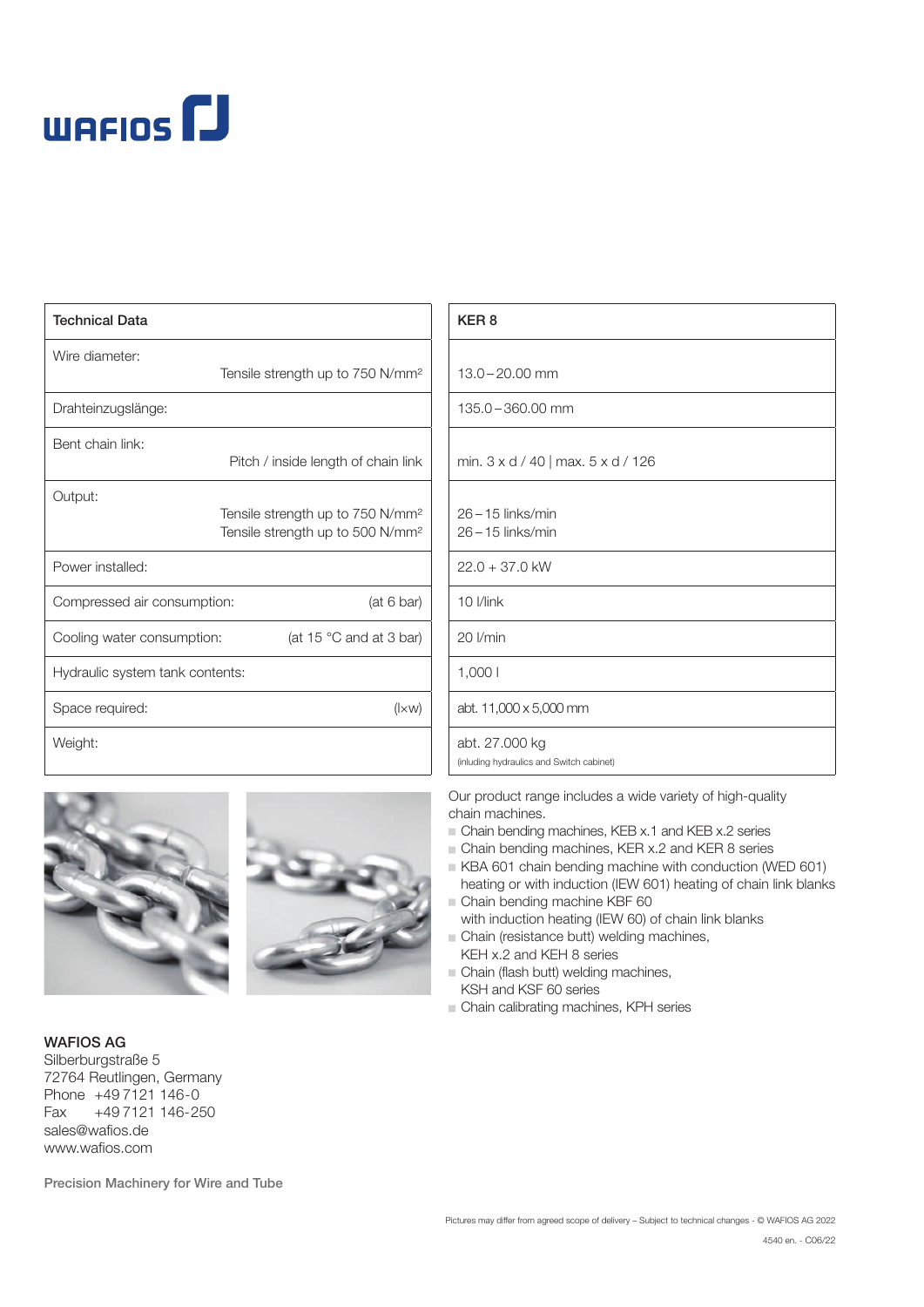| Technical Data | KER 8 |
|---|---|
| Wire diameter: Tensile strength up to 750 N/mm² | 13.0 – 20.00 mm |
| Drahteinzugslänge: | 135.0 – 360.00 mm |
| Bent chain link: Pitch / inside length of chain link | min. 3 x d / 40 \| max. 5 x d / 126 |
| Output: Tensile strength up to 750 N/mm² / Tensile strength up to 500 N/mm² | 26 – 15 links/min / 26 – 15 links/min |
| Power installed: | 22.0 + 37.0 kW |
| Compressed air consumption: (at 6 bar) | 10 l/link |
| Cooling water consumption: (at 15 °C and at 3 bar) | 20 l/min |
| Hydraulic system tank contents: | 1,000 l |
| Space required: (l×w) | abt. 11,000 x 5,000 mm |
| Weight: | abt. 27.000 kg (inluding hydraulics and Switch cabinet) |

Our product range includes a wide variety of high-quality chain machines.

- Chain bending machines, KEB x.1 and KEB x.2 series
- Chain bending machines, KER x.2 and KER 8 series
- KBA 601 chain bending machine with conduction (WED 601) heating or with induction (IEW 601) heating of chain link blanks
- Chain bending machine KBF 60 with induction heating (IEW 60) of chain link blanks
- Chain (resistance butt) welding machines, KEH x.2 and KEH 8 series
- Chain (flash butt) welding machines, KSH and KSF 60 series
- Chain calibrating machines, KPH series

**WAFIOS AG**
Silberburgstraße 5
72764 Reutlingen, Germany
Phone +49 7121 146-0
Fax +49 7121 146-250
sales@wafios.de
www.wafios.com

**Precision Machinery for Wire and Tube**

Pictures may differ from agreed scope of delivery – Subject to technical changes - © WAFIOS AG 2022

4540 en. - C06/22